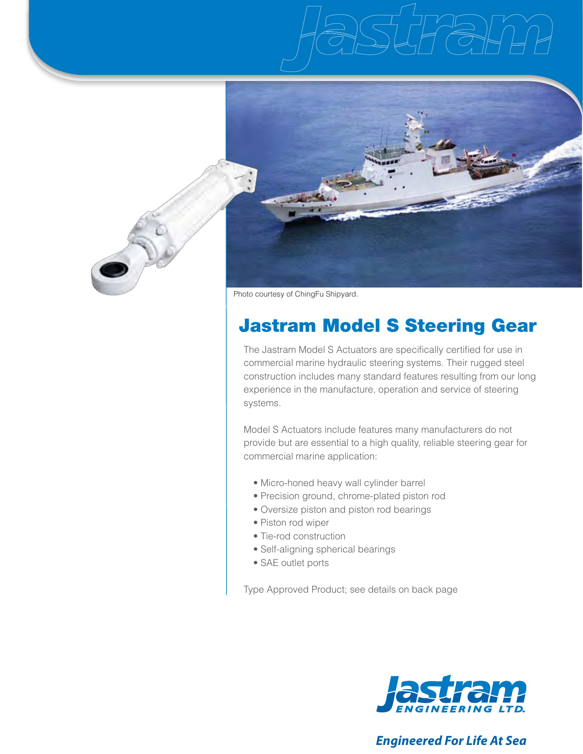Photo courtesy of ChingFu Shipyard.

# Jastram Model S Steering Gear

The Jastram Model S Actuators are specifically certified for use in commercial marine hydraulic steering systems. Their rugged steel construction includes many standard features resulting from our long experience in the manufacture, operation and service of steering systems.

Model S Actuators include features many manufacturers do not provide but are essential to a high quality, reliable steering gear for commercial marine application:

- Micro-honed heavy wall cylinder barrel
- Precision ground, chrome-plated piston rod
- Oversize piston and piston rod bearings
- Piston rod wiper
- Tie-rod construction
- Self-aligning spherical bearings
- SAE outlet ports

Type Approved Product; see details on back page

Jastram ENGINEERING LTD.

*Engineered For Life At Sea*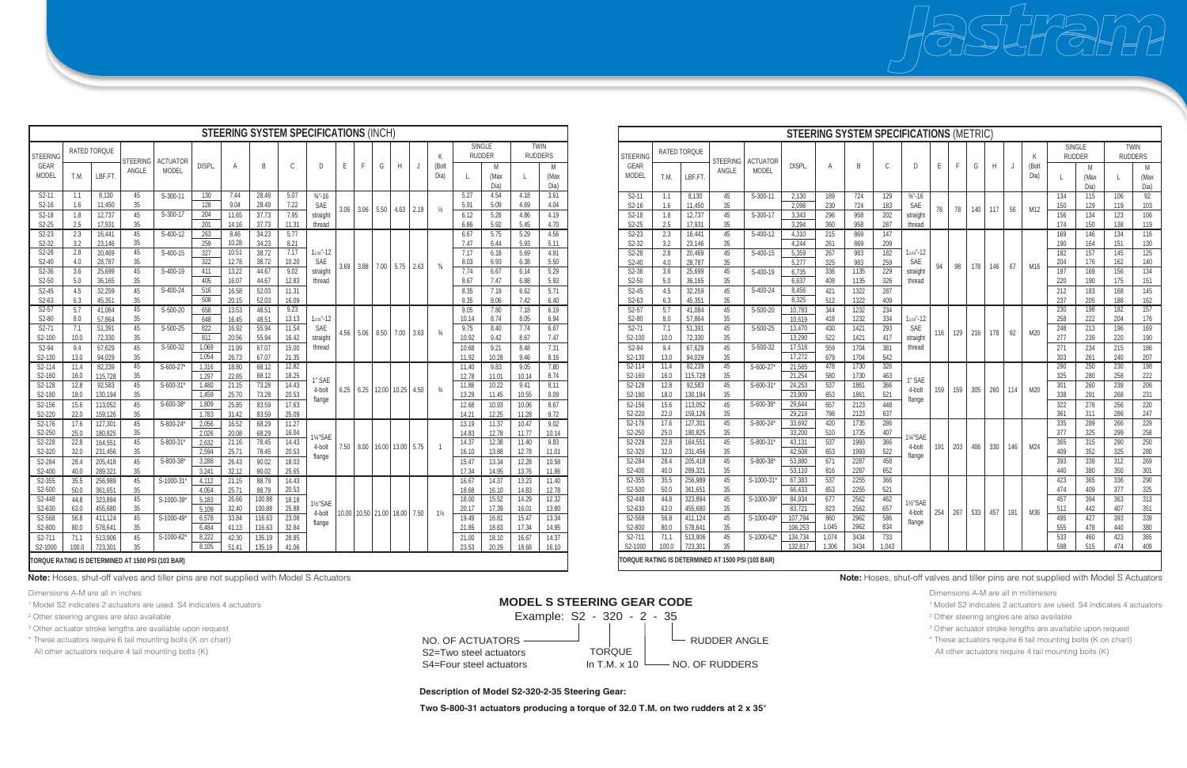## STEERING SYSTEM SPECIFICATIONS (INCH)

| STEERING GEAR MODEL | RATED TORQUE T.M. | RATED TORQUE LBF.FT. | STEERING ANGLE | ACTUATOR MODEL | DISPL. | A | B | C | D | E | F | G | H | J | K (Bolt Dia) | SINGLE RUDDER L | SINGLE RUDDER M (Max Dia) | TWIN RUDDERS L | TWIN RUDDERS M (Max Dia) |
|---|---|---|---|---|---|---|---|---|---|---|---|---|---|---|---|---|---|---|---|
| S2-11 | 1.1 | 8,130 | 45 | S-300-11 | 130 | 7.44 | 28.49 | 5.07 | ¾"-16 SAE straight thread | 3.06 | 3.06 | 5.50 | 4.63 | 2.19 | ½ | 5.27 | 4.54 | 4.18 | 3.61 |
| S2-16 | 1.6 | 11,450 | 35 | | 128 | 9.04 | 28.49 | 7.22 | | | | | | | | 5.91 | 5.09 | 4.69 | 4.04 |
| S2-18 | 1.8 | 12,737 | 45 | S-300-17 | 204 | 11.65 | 37.73 | 7.95 | | | | | | | | 6.12 | 5.28 | 4.86 | 4.19 |
| S2-25 | 2.5 | 17,931 | 35 | | 201 | 14.16 | 37.73 | 11.31 | | | | | | | | 6.86 | 5.92 | 5.45 | 4.70 |
| S2-23 | 2.3 | 16,441 | 45 | S-400-12 | 263 | 8.46 | 34.23 | 5.77 | 1$_{1/16}$"-12 SAE straight thread | 3.69 | 3.88 | 7.00 | 5.75 | 2.63 | ⅝ | 6.67 | 5.75 | 5.29 | 4.56 |
| S2-32 | 3.2 | 23,146 | 35 | | 259 | 10.28 | 34.23 | 8.21 | | | | | | | | 7.47 | 6.44 | 5.93 | 5.11 |
| S2-28 | 2.8 | 20,469 | 45 | S-400-15 | 327 | 10.51 | 38.72 | 7.17 | | | | | | | | 7.17 | 6.18 | 5.69 | 4.91 |
| S2-40 | 4.0 | 28,787 | 35 | | 322 | 12.78 | 38.72 | 10.20 | | | | | | | | 8.03 | 6.93 | 6.38 | 5.50 |
| S2-36 | 3.6 | 25,699 | 45 | S-400-19 | 411 | 13.22 | 44.67 | 9.02 | | | | | | | | 7.74 | 6.67 | 6.14 | 5.29 |
| S2-50 | 5.0 | 36,165 | 35 | | 405 | 16.07 | 44.67 | 12.83 | | | | | | | | 8.67 | 7.47 | 6.88 | 5.93 |
| S2-45 | 4.5 | 32,259 | 45 | S-400-24 | 516 | 16.58 | 52.03 | 11.31 | | | | | | | | 8.35 | 7.19 | 6.62 | 5.71 |
| S2-63 | 6.3 | 45,351 | 35 | | 508 | 20.15 | 52.03 | 16.09 | | | | | | | | 9.35 | 8.06 | 7.42 | 6.40 |
| S2-57 | 5.7 | 41,084 | 45 | S-500-20 | 658 | 13.53 | 48.51 | 9.23 | 1$_{1/16}$"-12 SAE straight thread | 4.56 | 5.06 | 8.50 | 7.00 | 3.63 | ¾ | 9.05 | 7.80 | 7.18 | 6.19 |
| S2-80 | 8.0 | 57,864 | 35 | | 648 | 16.45 | 48.51 | 13.13 | | | | | | | | 10.14 | 8.74 | 8.05 | 6.94 |
| S2-71 | 7.1 | 51,391 | 45 | S-500-25 | 822 | 16.92 | 55.94 | 11.54 | | | | | | | | 9.75 | 8.40 | 7.74 | 6.67 |
| S2-100 | 10.0 | 72,330 | 35 | | 811 | 20.56 | 55.94 | 16.42 | | | | | | | | 10.92 | 9.42 | 8.67 | 7.47 |
| S2-94 | 9.4 | 67,629 | 45 | S-500-32 | 1,069 | 21.99 | 67.07 | 15.00 | | | | | | | | 10.68 | 9.21 | 8.48 | 7.31 |
| S2-130 | 13.0 | 94,029 | 35 | | 1,054 | 26.73 | 67.07 | 21.35 | | | | | | | | 11.92 | 10.28 | 9.46 | 8.16 |
| S2-114 | 11.4 | 82,239 | 45 | S-600-27* | 1,316 | 18.80 | 68.12 | 12.82 | 1" SAE 4-bolt flange | 6.25 | 6.25 | 12.00 | 10.25 | 4.50 | ¾ | 11.40 | 9.83 | 9.05 | 7.80 |
| S2-160 | 16.0 | 115,728 | 35 | | 1,297 | 22.85 | 68.12 | 18.25 | | | | | | | | 12.78 | 11.01 | 10.14 | 8.74 |
| S2-128 | 12.8 | 92,583 | 45 | S-600-31* | 1,480 | 21.15 | 73.28 | 14.43 | | | | | | | | 11.86 | 10.22 | 9.41 | 8.11 |
| S2-180 | 18.0 | 130,194 | 35 | | 1,459 | 25.70 | 73.28 | 20.53 | | | | | | | | 13.29 | 11.45 | 10.55 | 9.09 |
| S2-156 | 15.6 | 113,052 | 45 | S-600-38* | 1,809 | 25.85 | 83.59 | 17.63 | | | | | | | | 12.68 | 10.93 | 10.06 | 8.67 |
| S2-220 | 22.0 | 159,126 | 35 | | 1,783 | 31.42 | 83.59 | 25.09 | | | | | | | | 14.21 | 12.25 | 11.28 | 9.72 |
| S2-176 | 17.6 | 127,301 | 45 | S-800-24* | 2,056 | 16.52 | 68.29 | 11.27 | 1¼"SAE 4-bolt flange | 7.50 | 8.00 | 16.00 | 13.00 | 5.75 | 1 | 13.19 | 11.37 | 10.47 | 9.02 |
| S2-250 | 25.0 | 180,825 | 35 | | 2,026 | 20.08 | 68.29 | 16.04 | | | | | | | | 14.83 | 12.78 | 11.77 | 10.14 |
| S2-228 | 22.8 | 164,551 | 45 | S-800-31* | 2,632 | 21.16 | 78.45 | 14.43 | | | | | | | | 14.37 | 12.38 | 11.40 | 9.83 |
| S2-320 | 32.0 | 231,456 | 35 | | 2,594 | 25.71 | 78.45 | 20.53 | | | | | | | | 16.10 | 13.88 | 12.78 | 11.01 |
| S2-284 | 28.4 | 205,418 | 45 | S-800-38* | 3,288 | 26.43 | 90.02 | 18.03 | | | | | | | | 15.47 | 13.34 | 12.28 | 10.58 |
| S2-400 | 40.0 | 289,321 | 35 | | 3,241 | 32.12 | 90.02 | 25.65 | | | | | | | | 17.34 | 14.95 | 13.76 | 11.86 |
| S2-355 | 35.5 | 256,989 | 45 | S-1000-31* | 4,112 | 21.15 | 88.79 | 14.43 | 1½"SAE 4-bolt flange | 10.00 | 10.50 | 21.00 | 18.00 | 7.50 | 1½ | 16.67 | 14.37 | 13.23 | 11.40 |
| S2-500 | 50.0 | 361,651 | 35 | | 4,054 | 25.71 | 88.79 | 20.53 | | | | | | | | 18.68 | 16.10 | 14.83 | 12.78 |
| S2-448 | 44.8 | 323,894 | 45 | S-1000-39* | 5,183 | 26.66 | 100.88 | 18.18 | | | | | | | | 18.00 | 15.52 | 14.29 | 12.32 |
| S2-630 | 63.0 | 455,680 | 35 | | 5,109 | 32.40 | 100.88 | 25.88 | | | | | | | | 20.17 | 17.39 | 16.01 | 13.80 |
| S2-568 | 56.8 | 411,124 | 45 | S-1000-49* | 6,578 | 33.84 | 116.63 | 23.08 | | | | | | | | 19.49 | 16.81 | 15.47 | 13.34 |
| S2-800 | 80.0 | 578,641 | 35 | | 6,484 | 41.13 | 116.63 | 32.84 | | | | | | | | 21.85 | 18.83 | 17.34 | 14.95 |
| S2-711 | 71.1 | 513,906 | 45 | S-1000-62* | 8,222 | 42.30 | 135.19 | 28.85 | | | | | | | | 21.00 | 18.10 | 16.67 | 14.37 |
| S2-1000 | 100.0 | 723,301 | 35 | | 8,105 | 51.41 | 135.19 | 41.06 | | | | | | | | 23.53 | 20.29 | 18.68 | 16.10 |

TORQUE RATING IS DETERMINED AT 1500 PSI (103 BAR)

**Note:** Hoses, shut-off valves and tiller pins are not supplied with Model S Actuators

Dimensions A-M are all in inches

[1] Model S2 indicates 2 actuators are used. S4 indicates 4 actuators

[2] Other steering angles are also available

[3] Other actuator stroke lengths are available upon request

\* These actuators require 6 tail mounting bolts (K on chart)

All other actuators require 4 tail mounting bolts (K)

## STEERING SYSTEM SPECIFICATIONS (METRIC)

| STEERING GEAR MODEL | RATED TORQUE T.M. | RATED TORQUE LBF.FT. | STEERING ANGLE | ACTUATOR MODEL | DISPL. | A | B | C | D | E | F | G | H | J | K (Bolt Dia) | SINGLE RUDDER L | SINGLE RUDDER M (Max Dia) | TWIN RUDDERS L | TWIN RUDDERS M (Max Dia) |
|---|---|---|---|---|---|---|---|---|---|---|---|---|---|---|---|---|---|---|---|
| S2-11 | 1.1 | 8,130 | 45 | S-300-11 | 2,130 | 189 | 724 | 129 | ¾"-16 SAE straight thread | 78 | 78 | 140 | 117 | 56 | M12 | 134 | 115 | 106 | 92 |
| S2-16 | 1.6 | 11,450 | 35 | | 2,098 | 230 | 724 | 183 | | | | | | | | 150 | 129 | 119 | 103 |
| S2-18 | 1.8 | 12,737 | 45 | S-300-17 | 3,343 | 296 | 958 | 202 | | | | | | | | 156 | 134 | 123 | 106 |
| S2-25 | 2.5 | 17,931 | 35 | | 3,294 | 360 | 958 | 287 | | | | | | | | 174 | 150 | 138 | 119 |
| S2-23 | 2.3 | 16,441 | 45 | S-400-12 | 4,310 | 215 | 869 | 147 | 1$_{1/16}$"-12 SAE straight thread | 94 | 98 | 178 | 146 | 67 | M16 | 169 | 146 | 134 | 116 |
| S2-32 | 3.2 | 23,146 | 35 | | 4,244 | 261 | 869 | 209 | | | | | | | | 190 | 164 | 151 | 130 |
| S2-28 | 2.8 | 20,469 | 45 | S-400-15 | 5,359 | 267 | 983 | 182 | | | | | | | | 182 | 157 | 145 | 125 |
| S2-40 | 4.0 | 28,787 | 35 | | 5,277 | 325 | 983 | 259 | | | | | | | | 204 | 176 | 162 | 140 |
| S2-36 | 3.6 | 25,699 | 45 | S-400-19 | 6,735 | 336 | 1135 | 229 | | | | | | | | 197 | 169 | 156 | 134 |
| S2-50 | 5.0 | 36,165 | 35 | | 6,637 | 408 | 1135 | 326 | | | | | | | | 220 | 190 | 175 | 151 |
| S2-45 | 4.5 | 32,259 | 45 | S-400-24 | 8,456 | 421 | 1322 | 287 | | | | | | | | 212 | 183 | 168 | 145 |
| S2-63 | 6.3 | 45,351 | 35 | | 8,325 | 512 | 1322 | 409 | | | | | | | | 237 | 205 | 188 | 162 |
| S2-57 | 5.7 | 41,084 | 45 | S-500-20 | 10,783 | 344 | 1232 | 234 | 1$_{1/16}$"-12 SAE straight thread | 116 | 129 | 216 | 178 | 92 | M20 | 230 | 198 | 182 | 157 |
| S2-80 | 8.0 | 57,864 | 35 | | 10,619 | 418 | 1232 | 334 | | | | | | | | 258 | 222 | 204 | 176 |
| S2-71 | 7.1 | 51,391 | 45 | S-500-25 | 13,470 | 430 | 1421 | 293 | | | | | | | | 248 | 213 | 196 | 169 |
| S2-100 | 10.0 | 72,330 | 35 | | 13,290 | 522 | 1421 | 417 | | | | | | | | 277 | 239 | 220 | 190 |
| S2-94 | 9.4 | 67,629 | 45 | S-500-32 | 17,518 | 559 | 1704 | 381 | | | | | | | | 271 | 234 | 215 | 186 |
| S2-130 | 13.0 | 94,029 | 35 | | 17,272 | 679 | 1704 | 542 | | | | | | | | 303 | 261 | 240 | 207 |
| S2-114 | 11.4 | 82,239 | 45 | S-600-27* | 21,565 | 478 | 1730 | 326 | 1" SAE 4-bolt flange | 159 | 159 | 305 | 260 | 114 | M20 | 290 | 250 | 230 | 198 |
| S2-160 | 16.0 | 115,728 | 35 | | 21,254 | 580 | 1730 | 463 | | | | | | | | 325 | 280 | 258 | 222 |
| S2-128 | 12.8 | 92,583 | 45 | S-600-31* | 24,253 | 537 | 1861 | 366 | | | | | | | | 301 | 260 | 239 | 206 |
| S2-180 | 18.0 | 130,194 | 35 | | 23,909 | 653 | 1861 | 521 | | | | | | | | 338 | 291 | 268 | 231 |
| S2-156 | 15.6 | 113,052 | 45 | S-600-38* | 29,644 | 657 | 2123 | 448 | | | | | | | | 322 | 278 | 256 | 220 |
| S2-220 | 22.0 | 159,126 | 35 | | 29,218 | 798 | 2123 | 637 | | | | | | | | 361 | 311 | 286 | 247 |
| S2-176 | 17.6 | 127,301 | 45 | S-800-24* | 33,692 | 420 | 1735 | 286 | 1¼"SAE 4-bolt flange | 191 | 203 | 406 | 330 | 146 | M24 | 335 | 289 | 266 | 229 |
| S2-250 | 25.0 | 180,825 | 35 | | 33,200 | 510 | 1735 | 407 | | | | | | | | 377 | 325 | 299 | 258 |
| S2-228 | 22.8 | 164,551 | 45 | S-800-31* | 43,131 | 537 | 1993 | 366 | | | | | | | | 365 | 315 | 290 | 250 |
| S2-320 | 32.0 | 231,456 | 35 | | 42,508 | 653 | 1993 | 522 | | | | | | | | 409 | 352 | 325 | 280 |
| S2-284 | 28.4 | 205,418 | 45 | S-800-38* | 53,880 | 671 | 2287 | 458 | | | | | | | | 393 | 339 | 312 | 269 |
| S2-400 | 40.0 | 289,321 | 35 | | 53,110 | 816 | 2287 | 652 | | | | | | | | 440 | 380 | 350 | 301 |
| S2-355 | 35.5 | 256,989 | 45 | S-1000-31* | 67,383 | 537 | 2255 | 366 | 1½"SAE 4-bolt flange | 254 | 267 | 533 | 457 | 191 | M36 | 423 | 365 | 336 | 290 |
| S2-500 | 50.0 | 361,651 | 35 | | 66,433 | 653 | 2255 | 521 | | | | | | | | 474 | 409 | 377 | 325 |
| S2-448 | 44.8 | 323,894 | 45 | S-1000-39* | 84,934 | 677 | 2562 | 462 | | | | | | | | 457 | 394 | 363 | 313 |
| S2-630 | 63.0 | 455,680 | 35 | | 83,721 | 823 | 2562 | 657 | | | | | | | | 512 | 442 | 407 | 351 |
| S2-568 | 56.8 | 411,124 | 45 | S-1000-49* | 107,794 | 860 | 2962 | 586 | | | | | | | | 495 | 427 | 393 | 339 |
| S2-800 | 80.0 | 578,641 | 35 | | 106,253 | 1,045 | 2962 | 834 | | | | | | | | 555 | 478 | 440 | 380 |
| S2-711 | 71.1 | 513,906 | 45 | S-1000-62* | 134,734 | 1,074 | 3434 | 733 | | | | | | | | 533 | 460 | 423 | 365 |
| S2-1000 | 100.0 | 723,301 | 35 | | 132,817 | 1,306 | 3434 | 1,043 | | | | | | | | 598 | 515 | 474 | 409 |

TORQUE RATING IS DETERMINED AT 1500 PSI (103 BAR)

**Note:** Hoses, shut-off valves and tiller pins are not supplied with Model S Actuators

Dimensions A-M are all in millimeters

[1] Model S2 indicates 2 actuators are used. S4 indicates 4 actuators

[2] Other steering angles are also available

[3] Other actuator stroke lengths are available upon request

\* These actuators require 6 tail mounting bolts (K on chart)

All other actuators require 4 tail mounting bolts (K)

## MODEL S STEERING GEAR CODE

Example: S2 - 320 - 2 - 35

- S2 — NO. OF ACTUATORS (S2=Two steel actuators, S4=Four steel actuators)
- 320 — TORQUE (In T.M. x 10)
- 2 — NO. OF RUDDERS
- 35 — RUDDER ANGLE

**Description of Model S2-320-2-35 Steering Gear:**

**Two S-800-31 actuators producing a torque of 32.0 T.M. on two rudders at 2 x 35°**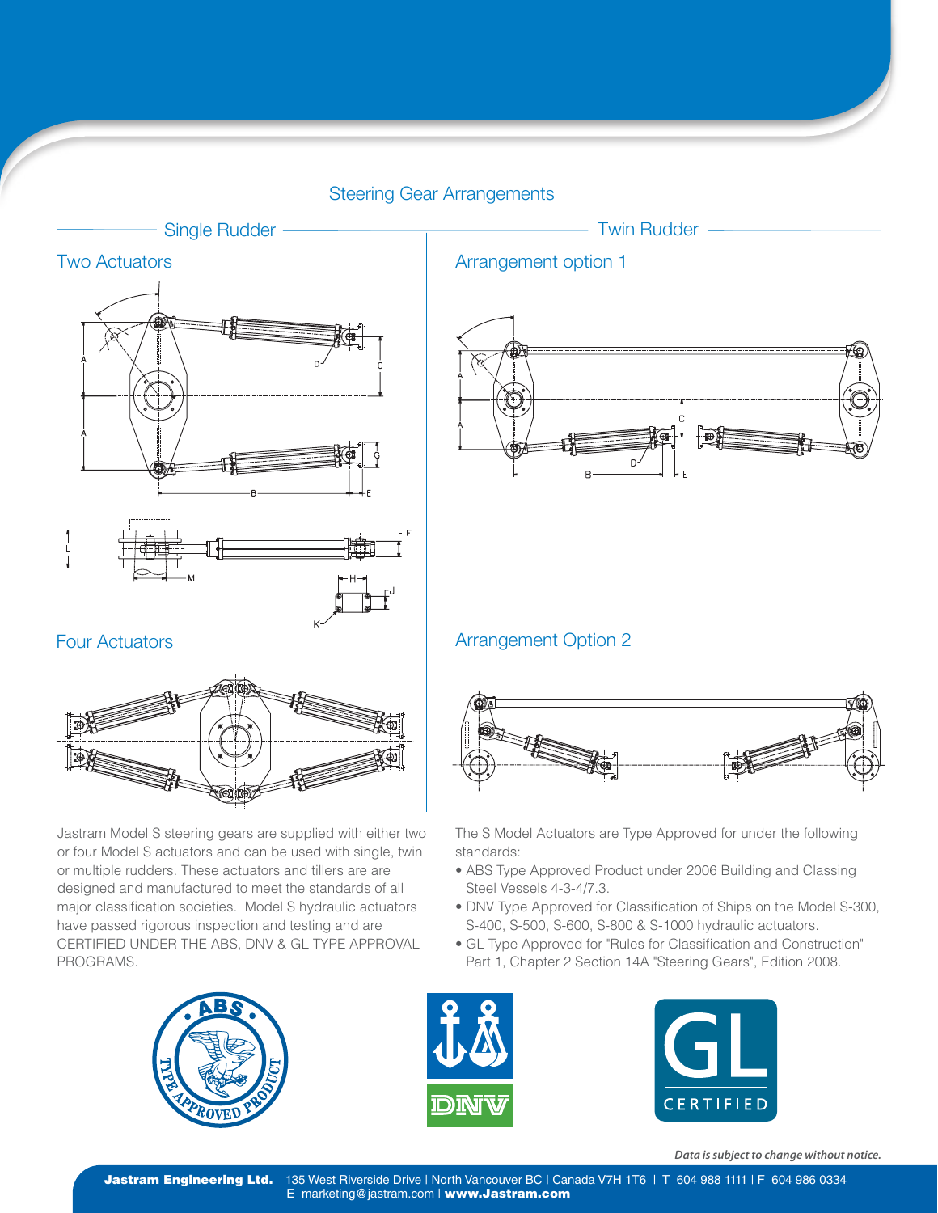# Steering Gear Arrangements

## Single Rudder

### Two Actuators

A
A
D
C
G
B
E
L
M
F
H
J
K

### Four Actuators

## Twin Rudder

### Arrangement option 1

A
A
C
D
B
E

### Arrangement Option 2

Jastram Model S steering gears are supplied with either two or four Model S actuators and can be used with single, twin or multiple rudders. These actuators and tillers are are designed and manufactured to meet the standards of all major classification societies. Model S hydraulic actuators have passed rigorous inspection and testing and are CERTIFIED UNDER THE ABS, DNV & GL TYPE APPROVAL PROGRAMS.

The S Model Actuators are Type Approved for under the following standards:

- ABS Type Approved Product under 2006 Building and Classing Steel Vessels 4-3-4/7.3.
- DNV Type Approved for Classification of Ships on the Model S-300, S-400, S-500, S-600, S-800 & S-1000 hydraulic actuators.
- GL Type Approved for "Rules for Classification and Construction" Part 1, Chapter 2 Section 14A "Steering Gears", Edition 2008.

ABS TYPE APPROVED PRODUCT

DNV

GL CERTIFIED

*Data is subject to change without notice.*

**Jastram Engineering Ltd.** 135 West Riverside Drive | North Vancouver BC | Canada V7H 1T6 | T 604 988 1111 | F 604 986 0334
E marketing@jastram.com | **www.Jastram.com**